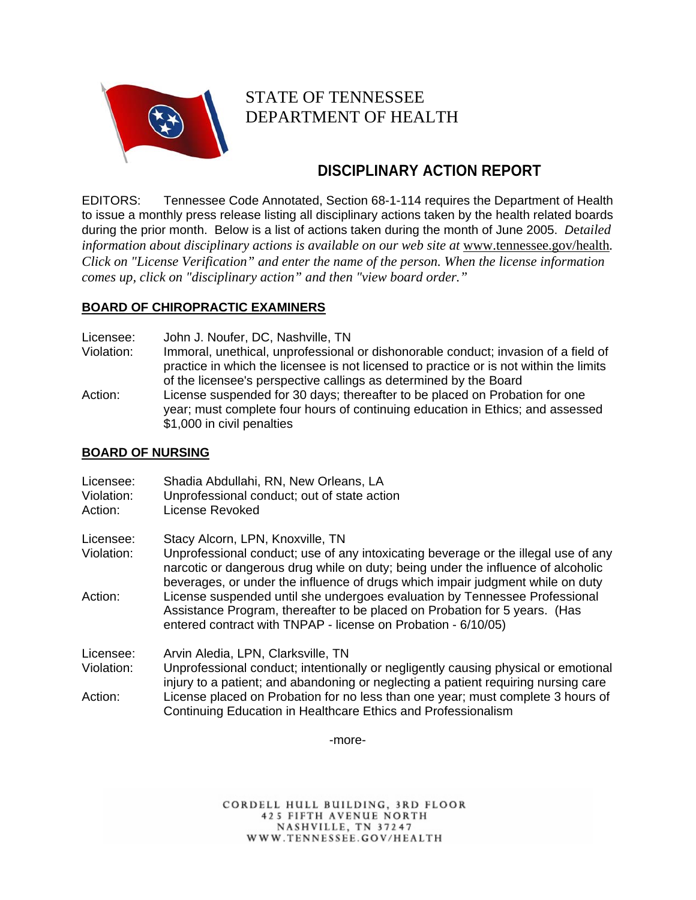STATE OF TENNESSEE
DEPARTMENT OF HEALTH

# DISCIPLINARY ACTION REPORT

EDITORS: Tennessee Code Annotated, Section 68-1-114 requires the Department of Health to issue a monthly press release listing all disciplinary actions taken by the health related boards during the prior month. Below is a list of actions taken during the month of June 2005. *Detailed information about disciplinary actions is available on our web site at* www.tennessee.gov/health. *Click on "License Verification" and enter the name of the person. When the license information comes up, click on "disciplinary action" and then "view board order."*

## BOARD OF CHIROPRACTIC EXAMINERS

Licensee: John J. Noufer, DC, Nashville, TN
Violation: Immoral, unethical, unprofessional or dishonorable conduct; invasion of a field of practice in which the licensee is not licensed to practice or is not within the limits of the licensee's perspective callings as determined by the Board
Action: License suspended for 30 days; thereafter to be placed on Probation for one year; must complete four hours of continuing education in Ethics; and assessed $1,000 in civil penalties

## BOARD OF NURSING

Licensee: Shadia Abdullahi, RN, New Orleans, LA
Violation: Unprofessional conduct; out of state action
Action: License Revoked

Licensee: Stacy Alcorn, LPN, Knoxville, TN
Violation: Unprofessional conduct; use of any intoxicating beverage or the illegal use of any narcotic or dangerous drug while on duty; being under the influence of alcoholic beverages, or under the influence of drugs which impair judgment while on duty
Action: License suspended until she undergoes evaluation by Tennessee Professional Assistance Program, thereafter to be placed on Probation for 5 years. (Has entered contract with TNPAP - license on Probation - 6/10/05)

Licensee: Arvin Aledia, LPN, Clarksville, TN
Violation: Unprofessional conduct; intentionally or negligently causing physical or emotional injury to a patient; and abandoning or neglecting a patient requiring nursing care
Action: License placed on Probation for no less than one year; must complete 3 hours of Continuing Education in Healthcare Ethics and Professionalism

-more-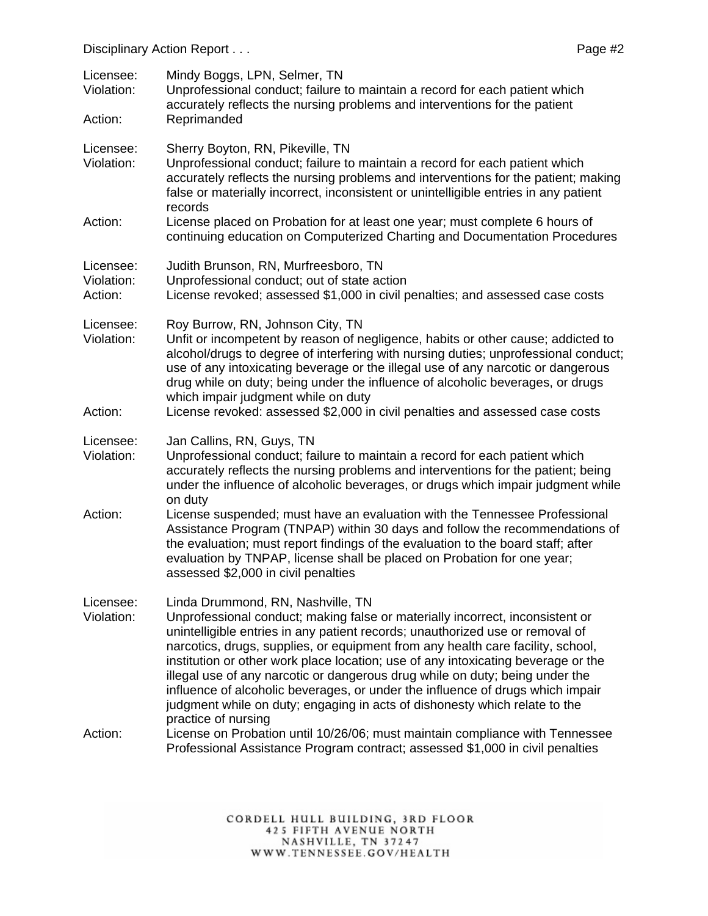Licensee: Mindy Boggs, LPN, Selmer, TN
Violation: Unprofessional conduct; failure to maintain a record for each patient which accurately reflects the nursing problems and interventions for the patient
Action: Reprimanded

Licensee: Sherry Boyton, RN, Pikeville, TN
Violation: Unprofessional conduct; failure to maintain a record for each patient which accurately reflects the nursing problems and interventions for the patient; making false or materially incorrect, inconsistent or unintelligible entries in any patient records
Action: License placed on Probation for at least one year; must complete 6 hours of continuing education on Computerized Charting and Documentation Procedures

Licensee: Judith Brunson, RN, Murfreesboro, TN
Violation: Unprofessional conduct; out of state action
Action: License revoked; assessed $1,000 in civil penalties; and assessed case costs

Licensee: Roy Burrow, RN, Johnson City, TN
Violation: Unfit or incompetent by reason of negligence, habits or other cause; addicted to alcohol/drugs to degree of interfering with nursing duties; unprofessional conduct; use of any intoxicating beverage or the illegal use of any narcotic or dangerous drug while on duty; being under the influence of alcoholic beverages, or drugs which impair judgment while on duty
Action: License revoked: assessed $2,000 in civil penalties and assessed case costs

Licensee: Jan Callins, RN, Guys, TN
Violation: Unprofessional conduct; failure to maintain a record for each patient which accurately reflects the nursing problems and interventions for the patient; being under the influence of alcoholic beverages, or drugs which impair judgment while on duty
Action: License suspended; must have an evaluation with the Tennessee Professional Assistance Program (TNPAP) within 30 days and follow the recommendations of the evaluation; must report findings of the evaluation to the board staff; after evaluation by TNPAP, license shall be placed on Probation for one year; assessed $2,000 in civil penalties

Licensee: Linda Drummond, RN, Nashville, TN
Violation: Unprofessional conduct; making false or materially incorrect, inconsistent or unintelligible entries in any patient records; unauthorized use or removal of narcotics, drugs, supplies, or equipment from any health care facility, school, institution or other work place location; use of any intoxicating beverage or the illegal use of any narcotic or dangerous drug while on duty; being under the influence of alcoholic beverages, or under the influence of drugs which impair judgment while on duty; engaging in acts of dishonesty which relate to the practice of nursing
Action: License on Probation until 10/26/06; must maintain compliance with Tennessee Professional Assistance Program contract; assessed $1,000 in civil penalties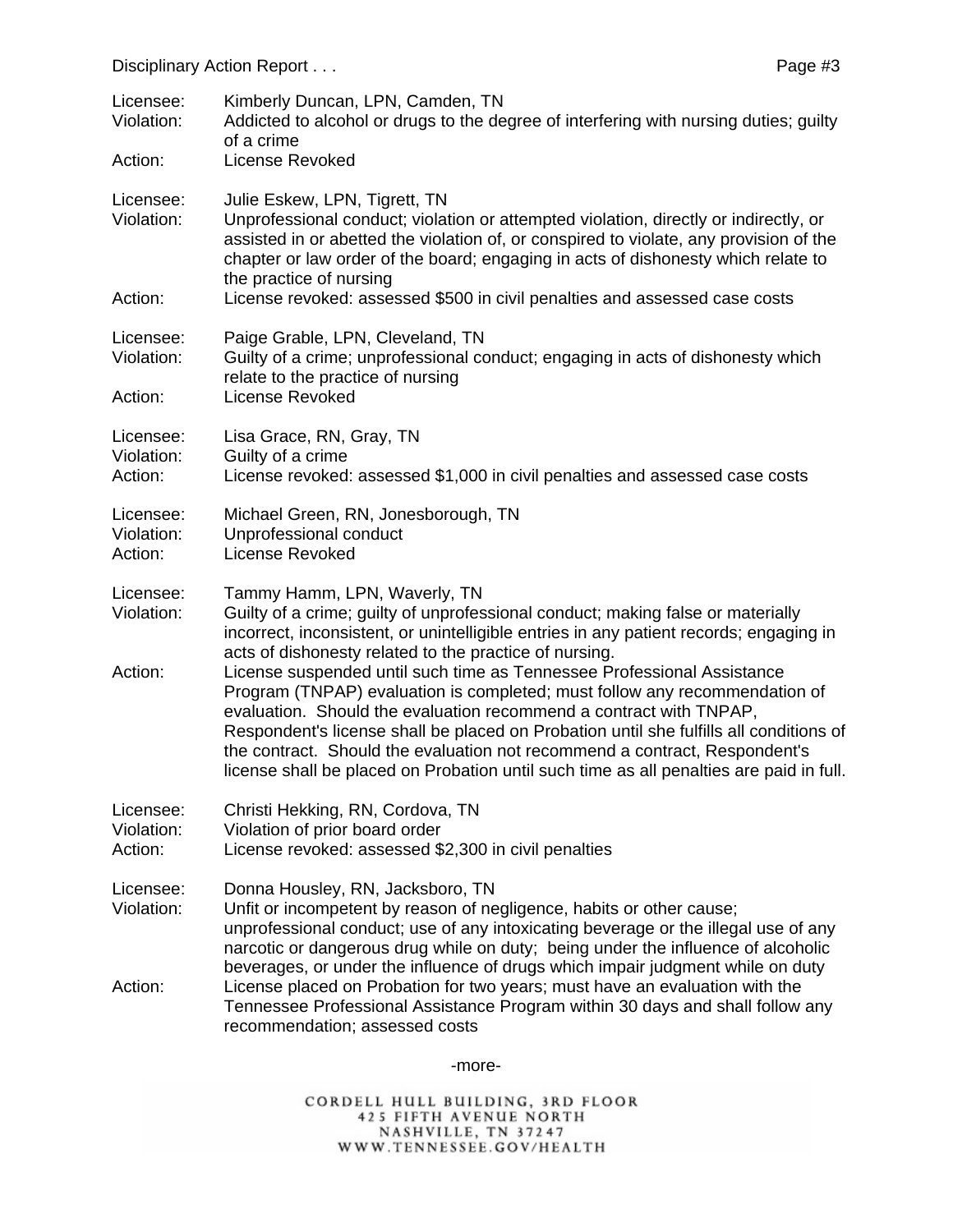Licensee: Kimberly Duncan, LPN, Camden, TN
Violation: Addicted to alcohol or drugs to the degree of interfering with nursing duties; guilty of a crime
Action: License Revoked

Licensee: Julie Eskew, LPN, Tigrett, TN
Violation: Unprofessional conduct; violation or attempted violation, directly or indirectly, or assisted in or abetted the violation of, or conspired to violate, any provision of the chapter or law order of the board; engaging in acts of dishonesty which relate to the practice of nursing
Action: License revoked: assessed $500 in civil penalties and assessed case costs

Licensee: Paige Grable, LPN, Cleveland, TN
Violation: Guilty of a crime; unprofessional conduct; engaging in acts of dishonesty which relate to the practice of nursing
Action: License Revoked

Licensee: Lisa Grace, RN, Gray, TN
Violation: Guilty of a crime
Action: License revoked: assessed $1,000 in civil penalties and assessed case costs

Licensee: Michael Green, RN, Jonesborough, TN
Violation: Unprofessional conduct
Action: License Revoked

Licensee: Tammy Hamm, LPN, Waverly, TN
Violation: Guilty of a crime; guilty of unprofessional conduct; making false or materially incorrect, inconsistent, or unintelligible entries in any patient records; engaging in acts of dishonesty related to the practice of nursing.
Action: License suspended until such time as Tennessee Professional Assistance Program (TNPAP) evaluation is completed; must follow any recommendation of evaluation. Should the evaluation recommend a contract with TNPAP, Respondent's license shall be placed on Probation until she fulfills all conditions of the contract. Should the evaluation not recommend a contract, Respondent's license shall be placed on Probation until such time as all penalties are paid in full.

Licensee: Christi Hekking, RN, Cordova, TN
Violation: Violation of prior board order
Action: License revoked: assessed $2,300 in civil penalties

Licensee: Donna Housley, RN, Jacksboro, TN
Violation: Unfit or incompetent by reason of negligence, habits or other cause; unprofessional conduct; use of any intoxicating beverage or the illegal use of any narcotic or dangerous drug while on duty; being under the influence of alcoholic beverages, or under the influence of drugs which impair judgment while on duty
Action: License placed on Probation for two years; must have an evaluation with the Tennessee Professional Assistance Program within 30 days and shall follow any recommendation; assessed costs

-more-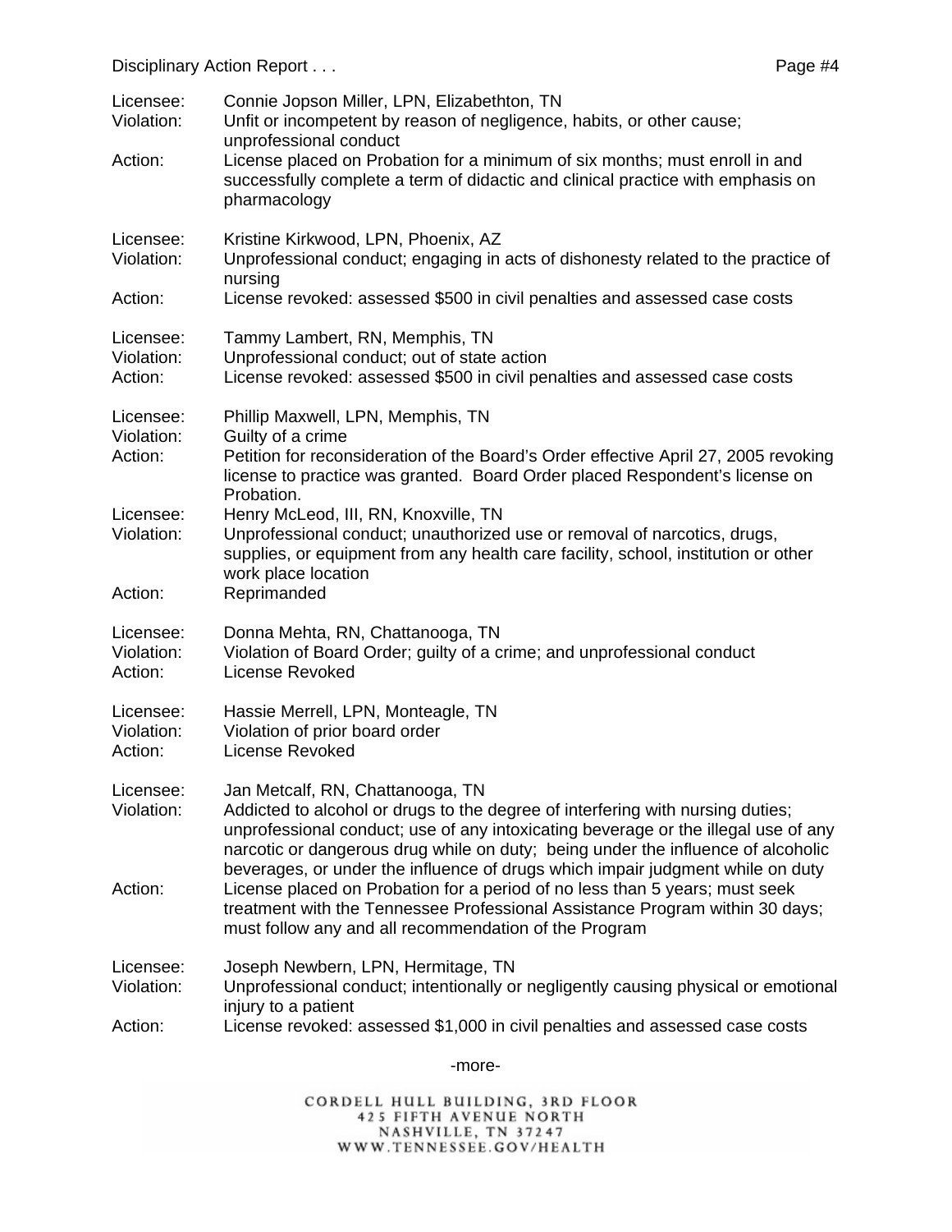Licensee: Connie Jopson Miller, LPN, Elizabethton, TN
Violation: Unfit or incompetent by reason of negligence, habits, or other cause; unprofessional conduct
Action: License placed on Probation for a minimum of six months; must enroll in and successfully complete a term of didactic and clinical practice with emphasis on pharmacology

Licensee: Kristine Kirkwood, LPN, Phoenix, AZ
Violation: Unprofessional conduct; engaging in acts of dishonesty related to the practice of nursing
Action: License revoked: assessed $500 in civil penalties and assessed case costs

Licensee: Tammy Lambert, RN, Memphis, TN
Violation: Unprofessional conduct; out of state action
Action: License revoked: assessed $500 in civil penalties and assessed case costs

Licensee: Phillip Maxwell, LPN, Memphis, TN
Violation: Guilty of a crime
Action: Petition for reconsideration of the Board's Order effective April 27, 2005 revoking license to practice was granted. Board Order placed Respondent's license on Probation.

Licensee: Henry McLeod, III, RN, Knoxville, TN
Violation: Unprofessional conduct; unauthorized use or removal of narcotics, drugs, supplies, or equipment from any health care facility, school, institution or other work place location
Action: Reprimanded

Licensee: Donna Mehta, RN, Chattanooga, TN
Violation: Violation of Board Order; guilty of a crime; and unprofessional conduct
Action: License Revoked

Licensee: Hassie Merrell, LPN, Monteagle, TN
Violation: Violation of prior board order
Action: License Revoked

Licensee: Jan Metcalf, RN, Chattanooga, TN
Violation: Addicted to alcohol or drugs to the degree of interfering with nursing duties; unprofessional conduct; use of any intoxicating beverage or the illegal use of any narcotic or dangerous drug while on duty; being under the influence of alcoholic beverages, or under the influence of drugs which impair judgment while on duty
Action: License placed on Probation for a period of no less than 5 years; must seek treatment with the Tennessee Professional Assistance Program within 30 days; must follow any and all recommendation of the Program

Licensee: Joseph Newbern, LPN, Hermitage, TN
Violation: Unprofessional conduct; intentionally or negligently causing physical or emotional injury to a patient
Action: License revoked: assessed $1,000 in civil penalties and assessed case costs

-more-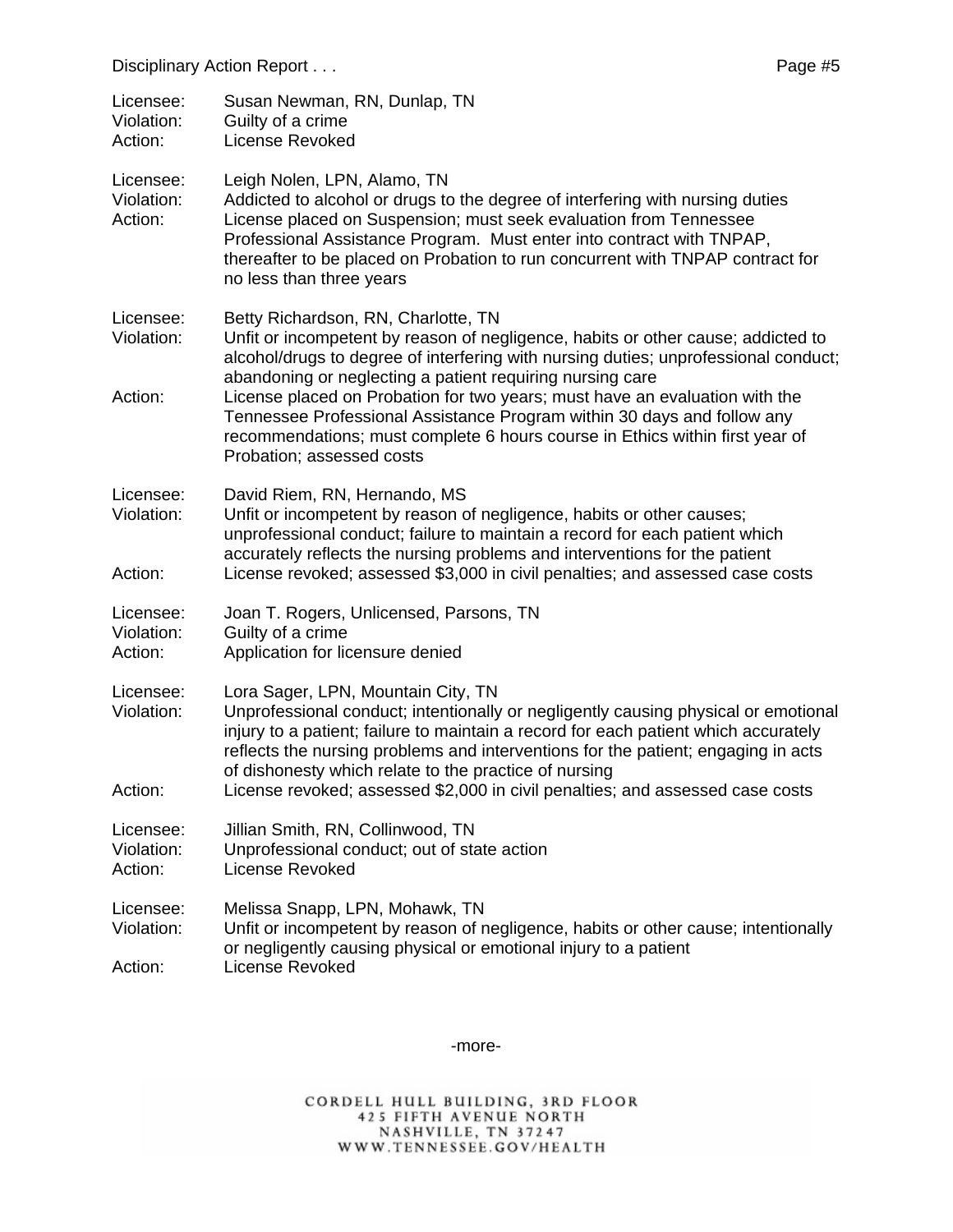Licensee: Susan Newman, RN, Dunlap, TN
Violation: Guilty of a crime
Action: License Revoked

Licensee: Leigh Nolen, LPN, Alamo, TN
Violation: Addicted to alcohol or drugs to the degree of interfering with nursing duties
Action: License placed on Suspension; must seek evaluation from Tennessee Professional Assistance Program. Must enter into contract with TNPAP, thereafter to be placed on Probation to run concurrent with TNPAP contract for no less than three years

Licensee: Betty Richardson, RN, Charlotte, TN
Violation: Unfit or incompetent by reason of negligence, habits or other cause; addicted to alcohol/drugs to degree of interfering with nursing duties; unprofessional conduct; abandoning or neglecting a patient requiring nursing care
Action: License placed on Probation for two years; must have an evaluation with the Tennessee Professional Assistance Program within 30 days and follow any recommendations; must complete 6 hours course in Ethics within first year of Probation; assessed costs

Licensee: David Riem, RN, Hernando, MS
Violation: Unfit or incompetent by reason of negligence, habits or other causes; unprofessional conduct; failure to maintain a record for each patient which accurately reflects the nursing problems and interventions for the patient
Action: License revoked; assessed $3,000 in civil penalties; and assessed case costs

Licensee: Joan T. Rogers, Unlicensed, Parsons, TN
Violation: Guilty of a crime
Action: Application for licensure denied

Licensee: Lora Sager, LPN, Mountain City, TN
Violation: Unprofessional conduct; intentionally or negligently causing physical or emotional injury to a patient; failure to maintain a record for each patient which accurately reflects the nursing problems and interventions for the patient; engaging in acts of dishonesty which relate to the practice of nursing
Action: License revoked; assessed $2,000 in civil penalties; and assessed case costs

Licensee: Jillian Smith, RN, Collinwood, TN
Violation: Unprofessional conduct; out of state action
Action: License Revoked

Licensee: Melissa Snapp, LPN, Mohawk, TN
Violation: Unfit or incompetent by reason of negligence, habits or other cause; intentionally or negligently causing physical or emotional injury to a patient
Action: License Revoked

-more-

CORDELL HULL BUILDING, 3RD FLOOR
425 FIFTH AVENUE NORTH
NASHVILLE, TN 37247
WWW.TENNESSEE.GOV/HEALTH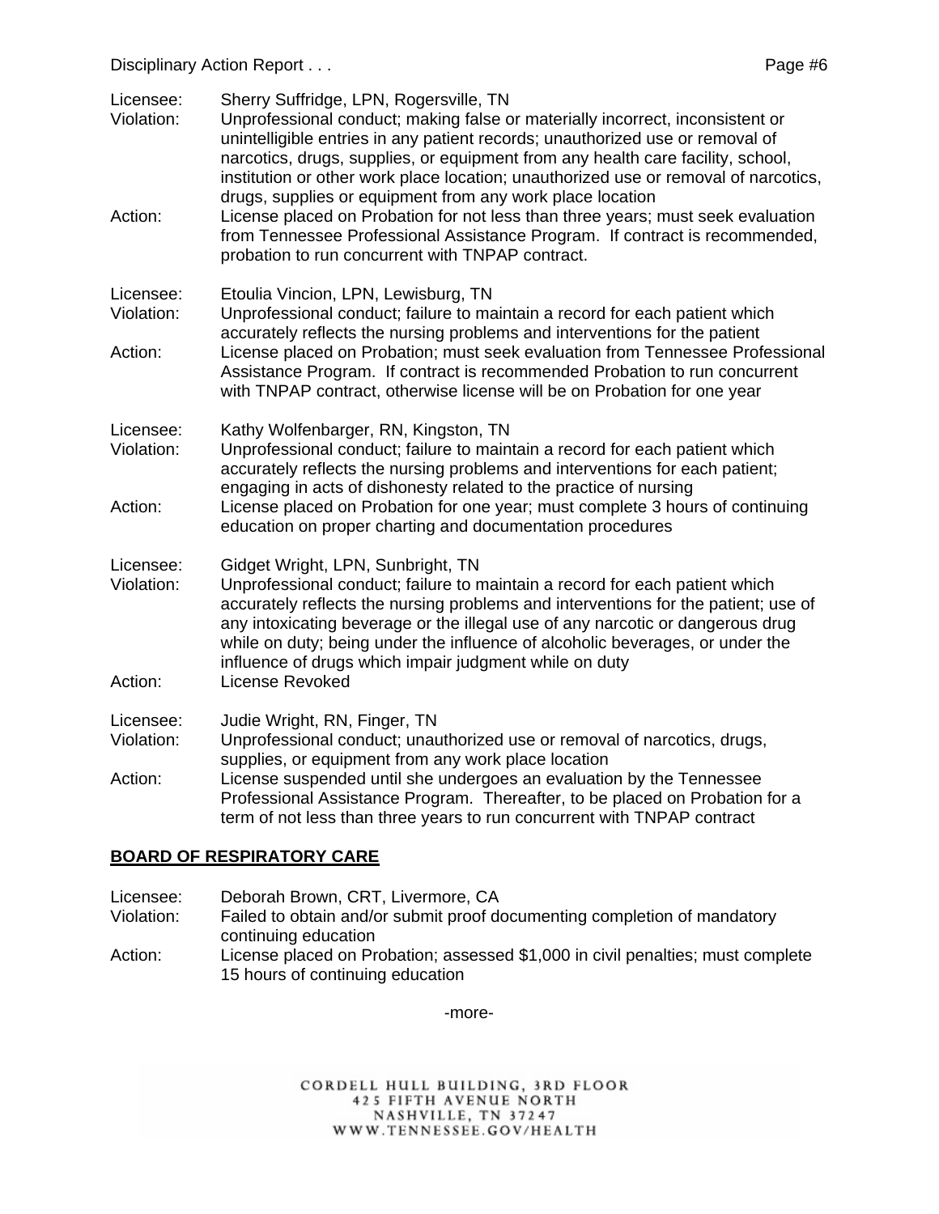Licensee: Sherry Suffridge, LPN, Rogersville, TN
Violation: Unprofessional conduct; making false or materially incorrect, inconsistent or unintelligible entries in any patient records; unauthorized use or removal of narcotics, drugs, supplies, or equipment from any health care facility, school, institution or other work place location; unauthorized use or removal of narcotics, drugs, supplies or equipment from any work place location
Action: License placed on Probation for not less than three years; must seek evaluation from Tennessee Professional Assistance Program. If contract is recommended, probation to run concurrent with TNPAP contract.

Licensee: Etoulia Vincion, LPN, Lewisburg, TN
Violation: Unprofessional conduct; failure to maintain a record for each patient which accurately reflects the nursing problems and interventions for the patient
Action: License placed on Probation; must seek evaluation from Tennessee Professional Assistance Program. If contract is recommended Probation to run concurrent with TNPAP contract, otherwise license will be on Probation for one year

Licensee: Kathy Wolfenbarger, RN, Kingston, TN
Violation: Unprofessional conduct; failure to maintain a record for each patient which accurately reflects the nursing problems and interventions for each patient; engaging in acts of dishonesty related to the practice of nursing
Action: License placed on Probation for one year; must complete 3 hours of continuing education on proper charting and documentation procedures

Licensee: Gidget Wright, LPN, Sunbright, TN
Violation: Unprofessional conduct; failure to maintain a record for each patient which accurately reflects the nursing problems and interventions for the patient; use of any intoxicating beverage or the illegal use of any narcotic or dangerous drug while on duty; being under the influence of alcoholic beverages, or under the influence of drugs which impair judgment while on duty
Action: License Revoked

Licensee: Judie Wright, RN, Finger, TN
Violation: Unprofessional conduct; unauthorized use or removal of narcotics, drugs, supplies, or equipment from any work place location
Action: License suspended until she undergoes an evaluation by the Tennessee Professional Assistance Program. Thereafter, to be placed on Probation for a term of not less than three years to run concurrent with TNPAP contract

## BOARD OF RESPIRATORY CARE

Licensee: Deborah Brown, CRT, Livermore, CA
Violation: Failed to obtain and/or submit proof documenting completion of mandatory continuing education
Action: License placed on Probation; assessed $1,000 in civil penalties; must complete 15 hours of continuing education

-more-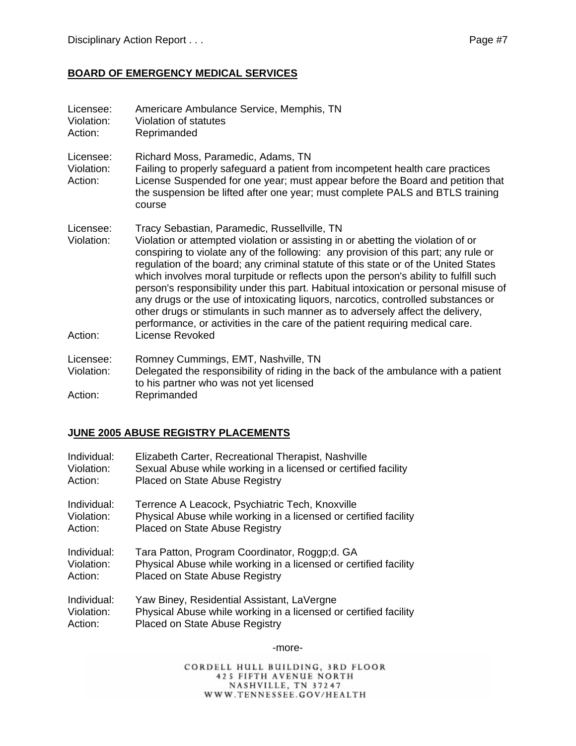## BOARD OF EMERGENCY MEDICAL SERVICES

Licensee: Americare Ambulance Service, Memphis, TN
Violation: Violation of statutes
Action: Reprimanded

Licensee: Richard Moss, Paramedic, Adams, TN
Violation: Failing to properly safeguard a patient from incompetent health care practices
Action: License Suspended for one year; must appear before the Board and petition that the suspension be lifted after one year; must complete PALS and BTLS training course

Licensee: Tracy Sebastian, Paramedic, Russellville, TN
Violation: Violation or attempted violation or assisting in or abetting the violation of or conspiring to violate any of the following: any provision of this part; any rule or regulation of the board; any criminal statute of this state or of the United States which involves moral turpitude or reflects upon the person's ability to fulfill such person's responsibility under this part. Habitual intoxication or personal misuse of any drugs or the use of intoxicating liquors, narcotics, controlled substances or other drugs or stimulants in such manner as to adversely affect the delivery, performance, or activities in the care of the patient requiring medical care.
Action: License Revoked

Licensee: Romney Cummings, EMT, Nashville, TN
Violation: Delegated the responsibility of riding in the back of the ambulance with a patient to his partner who was not yet licensed
Action: Reprimanded

## JUNE 2005 ABUSE REGISTRY PLACEMENTS

Individual: Elizabeth Carter, Recreational Therapist, Nashville
Violation: Sexual Abuse while working in a licensed or certified facility
Action: Placed on State Abuse Registry

Individual: Terrence A Leacock, Psychiatric Tech, Knoxville
Violation: Physical Abuse while working in a licensed or certified facility
Action: Placed on State Abuse Registry

Individual: Tara Patton, Program Coordinator, Roggp;d. GA
Violation: Physical Abuse while working in a licensed or certified facility
Action: Placed on State Abuse Registry

Individual: Yaw Biney, Residential Assistant, LaVergne
Violation: Physical Abuse while working in a licensed or certified facility
Action: Placed on State Abuse Registry

-more-

CORDELL HULL BUILDING, 3RD FLOOR
425 FIFTH AVENUE NORTH
NASHVILLE, TN 37247
WWW.TENNESSEE.GOV/HEALTH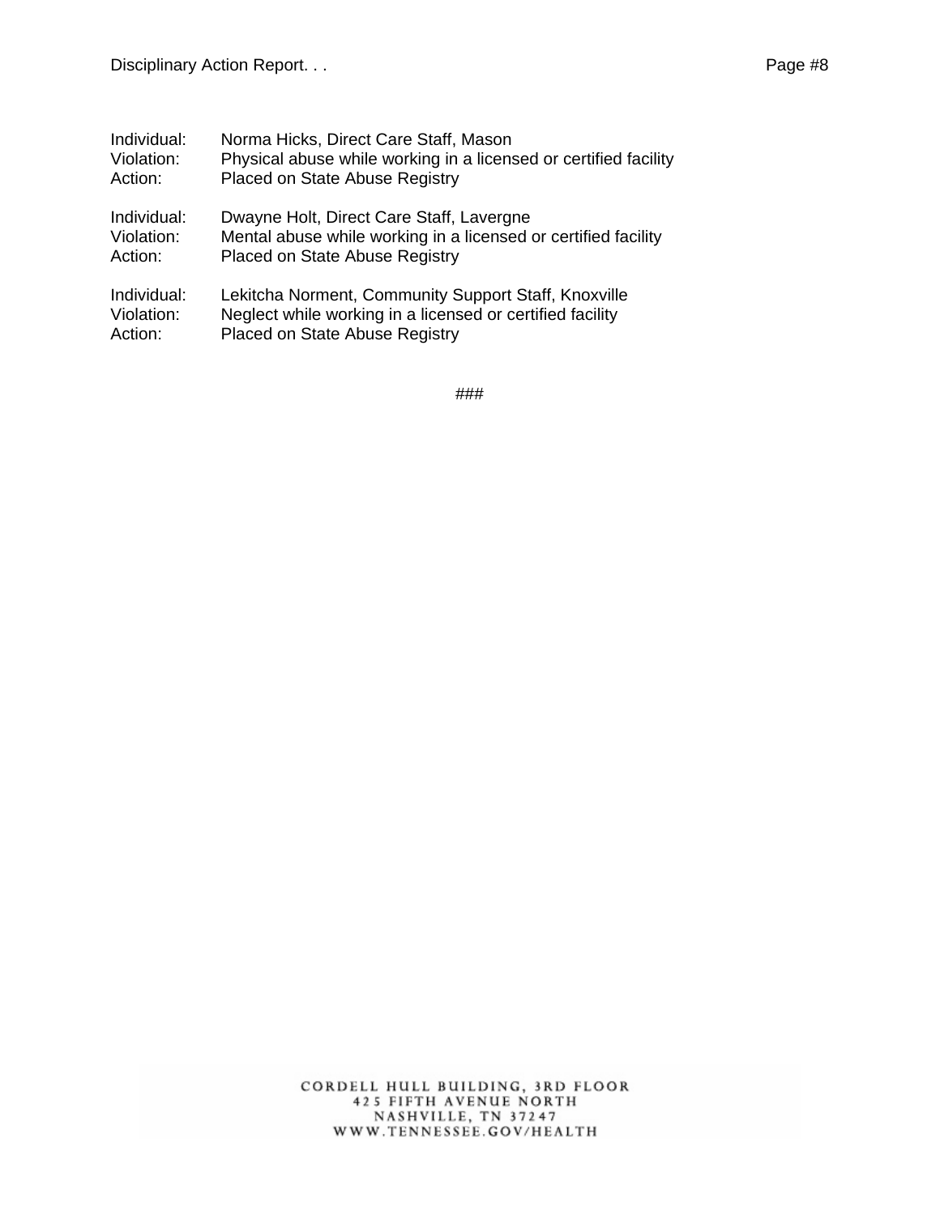Individual: Norma Hicks, Direct Care Staff, Mason
Violation: Physical abuse while working in a licensed or certified facility
Action: Placed on State Abuse Registry

Individual: Dwayne Holt, Direct Care Staff, Lavergne
Violation: Mental abuse while working in a licensed or certified facility
Action: Placed on State Abuse Registry

Individual: Lekitcha Norment, Community Support Staff, Knoxville
Violation: Neglect while working in a licensed or certified facility
Action: Placed on State Abuse Registry

###

CORDELL HULL BUILDING, 3RD FLOOR
425 FIFTH AVENUE NORTH
NASHVILLE, TN 37247
WWW.TENNESSEE.GOV/HEALTH